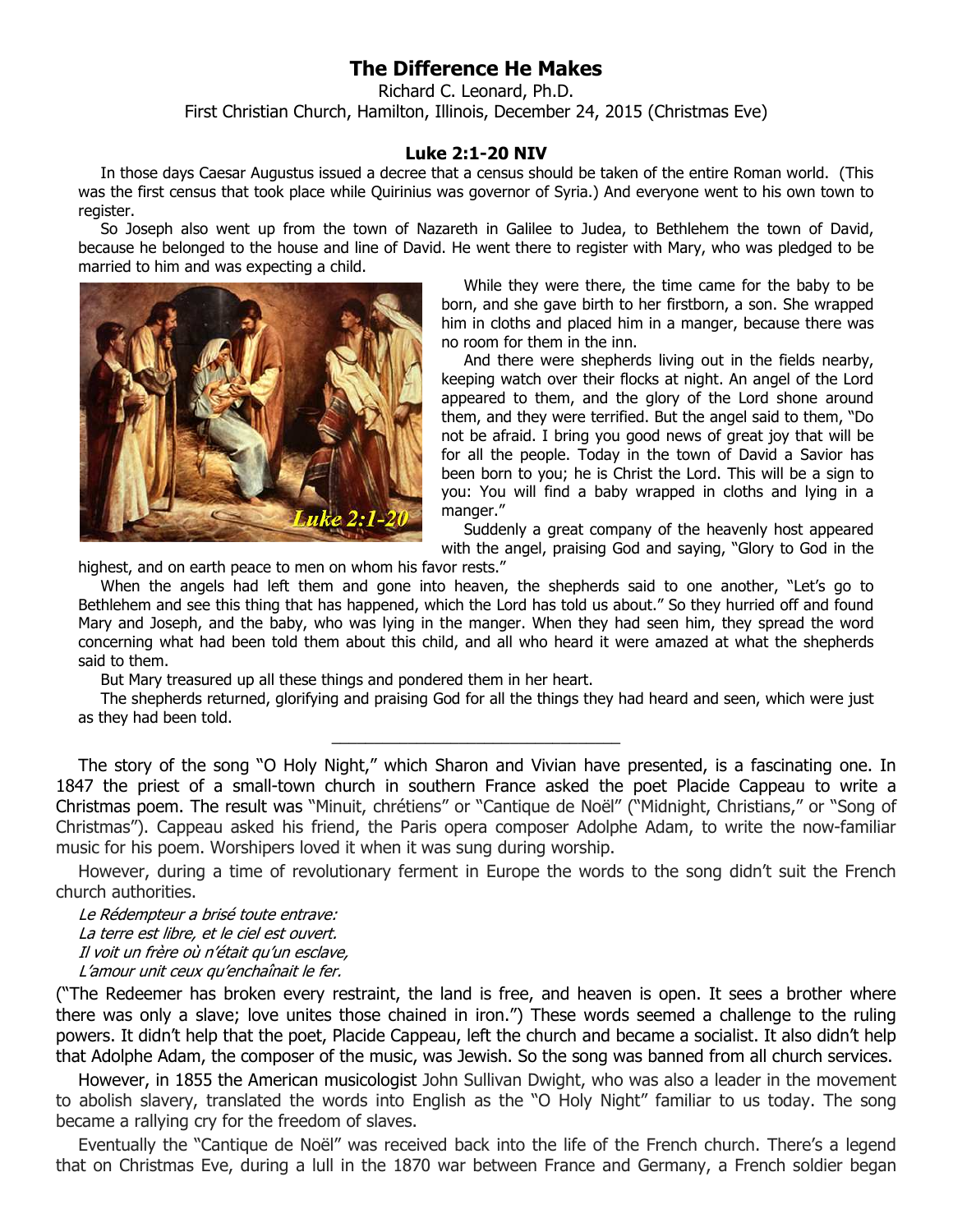# The Difference He Makes

Richard C. Leonard, Ph.D.

First Christian Church, Hamilton, Illinois, December 24, 2015 (Christmas Eve)

### Luke 2:1-20 NIV

In those days Caesar Augustus issued a decree that a census should be taken of the entire Roman world. (This was the first census that took place while Quirinius was governor of Syria.) And everyone went to his own town to register.

So Joseph also went up from the town of Nazareth in Galilee to Judea, to Bethlehem the town of David, because he belonged to the house and line of David. He went there to register with Mary, who was pledged to be married to him and was expecting a child.

While they were there, the time came for the baby to be born, and she gave birth to her firstborn, a son. She wrapped him in cloths and placed him in a manger, because there was no room for them in the inn.

And there were shepherds living out in the fields nearby, keeping watch over their flocks at night. An angel of the Lord appeared to them, and the glory of the Lord shone around them, and they were terrified. But the angel said to them, "Do not be afraid. I bring you good news of great joy that will be for all the people. Today in the town of David a Savior has been born to you; he is Christ the Lord. This will be a sign to you: You will find a baby wrapped in cloths and lying in a manger."

Suddenly a great company of the heavenly host appeared with the angel, praising God and saying, "Glory to God in the highest, and on earth peace to men on whom his favor rests."

When the angels had left them and gone into heaven, the shepherds said to one another, "Let's go to Bethlehem and see this thing that has happened, which the Lord has told us about." So they hurried off and found Mary and Joseph, and the baby, who was lying in the manger. When they had seen him, they spread the word concerning what had been told them about this child, and all who heard it were amazed at what the shepherds said to them.

But Mary treasured up all these things and pondered them in her heart.

The shepherds returned, glorifying and praising God for all the things they had heard and seen, which were just as they had been told.

---

The story of the song "O Holy Night," which Sharon and Vivian have presented, is a fascinating one. In 1847 the priest of a small-town church in southern France asked the poet Placide Cappeau to write a Christmas poem. The result was "Minuit, chrétiens" or "Cantique de Noël" ("Midnight, Christians," or "Song of Christmas"). Cappeau asked his friend, the Paris opera composer Adolphe Adam, to write the now-familiar music for his poem. Worshipers loved it when it was sung during worship.

However, during a time of revolutionary ferment in Europe the words to the song didn't suit the French church authorities.

*Le Rédempteur a brisé toute entrave:*
*La terre est libre, et le ciel est ouvert.*
*Il voit un frère où n'était qu'un esclave,*
*L'amour unit ceux qu'enchaînait le fer.*

("The Redeemer has broken every restraint, the land is free, and heaven is open. It sees a brother where there was only a slave; love unites those chained in iron.") These words seemed a challenge to the ruling powers. It didn't help that the poet, Placide Cappeau, left the church and became a socialist. It also didn't help that Adolphe Adam, the composer of the music, was Jewish. So the song was banned from all church services.

However, in 1855 the American musicologist John Sullivan Dwight, who was also a leader in the movement to abolish slavery, translated the words into English as the "O Holy Night" familiar to us today. The song became a rallying cry for the freedom of slaves.

Eventually the "Cantique de Noël" was received back into the life of the French church. There's a legend that on Christmas Eve, during a lull in the 1870 war between France and Germany, a French soldier began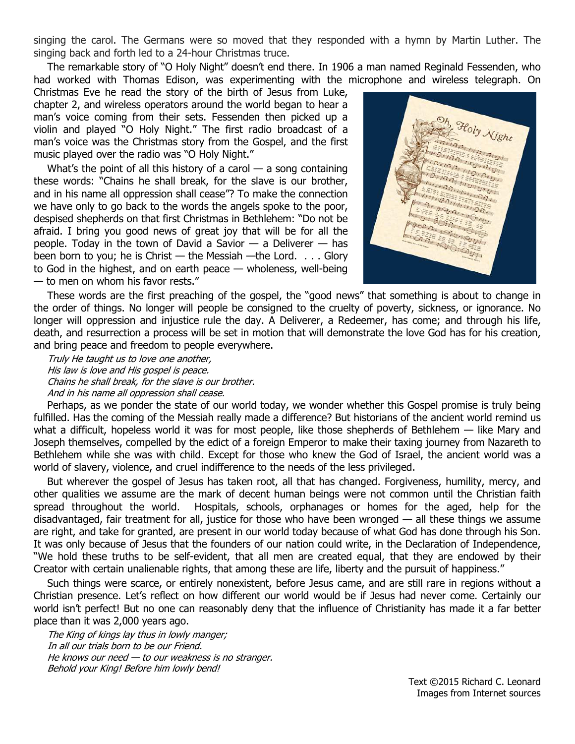singing the carol. The Germans were so moved that they responded with a hymn by Martin Luther. The singing back and forth led to a 24-hour Christmas truce.

The remarkable story of "O Holy Night" doesn't end there. In 1906 a man named Reginald Fessenden, who had worked with Thomas Edison, was experimenting with the microphone and wireless telegraph. On Christmas Eve he read the story of the birth of Jesus from Luke, chapter 2, and wireless operators around the world began to hear a man's voice coming from their sets. Fessenden then picked up a violin and played "O Holy Night." The first radio broadcast of a man's voice was the Christmas story from the Gospel, and the first music played over the radio was "O Holy Night."

What's the point of all this history of a carol — a song containing these words: "Chains he shall break, for the slave is our brother, and in his name all oppression shall cease"? To make the connection we have only to go back to the words the angels spoke to the poor, despised shepherds on that first Christmas in Bethlehem: "Do not be afraid. I bring you good news of great joy that will be for all the people. Today in the town of David a Savior — a Deliverer — has been born to you; he is Christ — the Messiah —the Lord. . . . Glory to God in the highest, and on earth peace — wholeness, well-being — to men on whom his favor rests."

These words are the first preaching of the gospel, the "good news" that something is about to change in the order of things. No longer will people be consigned to the cruelty of poverty, sickness, or ignorance. No longer will oppression and injustice rule the day. A Deliverer, a Redeemer, has come; and through his life, death, and resurrection a process will be set in motion that will demonstrate the love God has for his creation, and bring peace and freedom to people everywhere.

*Truly He taught us to love one another,*
*His law is love and His gospel is peace.*
*Chains he shall break, for the slave is our brother.*
*And in his name all oppression shall cease.*

Perhaps, as we ponder the state of our world today, we wonder whether this Gospel promise is truly being fulfilled. Has the coming of the Messiah really made a difference? But historians of the ancient world remind us what a difficult, hopeless world it was for most people, like those shepherds of Bethlehem — like Mary and Joseph themselves, compelled by the edict of a foreign Emperor to make their taxing journey from Nazareth to Bethlehem while she was with child. Except for those who knew the God of Israel, the ancient world was a world of slavery, violence, and cruel indifference to the needs of the less privileged.

But wherever the gospel of Jesus has taken root, all that has changed. Forgiveness, humility, mercy, and other qualities we assume are the mark of decent human beings were not common until the Christian faith spread throughout the world. Hospitals, schools, orphanages or homes for the aged, help for the disadvantaged, fair treatment for all, justice for those who have been wronged — all these things we assume are right, and take for granted, are present in our world today because of what God has done through his Son. It was only because of Jesus that the founders of our nation could write, in the Declaration of Independence, "We hold these truths to be self-evident, that all men are created equal, that they are endowed by their Creator with certain unalienable rights, that among these are life, liberty and the pursuit of happiness."

Such things were scarce, or entirely nonexistent, before Jesus came, and are still rare in regions without a Christian presence. Let's reflect on how different our world would be if Jesus had never come. Certainly our world isn't perfect! But no one can reasonably deny that the influence of Christianity has made it a far better place than it was 2,000 years ago.

*The King of kings lay thus in lowly manger;*
*In all our trials born to be our Friend.*
*He knows our need — to our weakness is no stranger.*
*Behold your King! Before him lowly bend!*

Text ©2015 Richard C. Leonard
Images from Internet sources